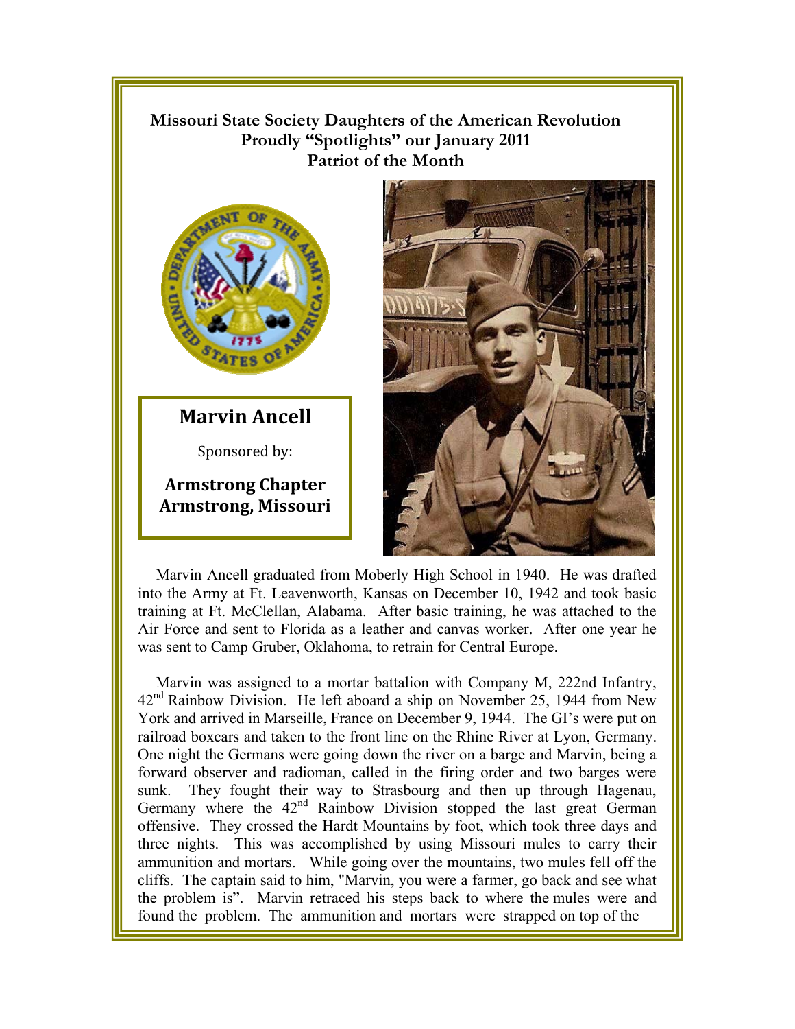**Missouri State Society Daughters of the American Revolution**
**Proudly "Spotlights" our January 2011**
**Patriot of the Month**

## Marvin Ancell

Sponsored by:

**Armstrong Chapter**
**Armstrong, Missouri**

Marvin Ancell graduated from Moberly High School in 1940. He was drafted into the Army at Ft. Leavenworth, Kansas on December 10, 1942 and took basic training at Ft. McClellan, Alabama. After basic training, he was attached to the Air Force and sent to Florida as a leather and canvas worker. After one year he was sent to Camp Gruber, Oklahoma, to retrain for Central Europe.

Marvin was assigned to a mortar battalion with Company M, 222nd Infantry, 42nd Rainbow Division. He left aboard a ship on November 25, 1944 from New York and arrived in Marseille, France on December 9, 1944. The GI's were put on railroad boxcars and taken to the front line on the Rhine River at Lyon, Germany. One night the Germans were going down the river on a barge and Marvin, being a forward observer and radioman, called in the firing order and two barges were sunk. They fought their way to Strasbourg and then up through Hagenau, Germany where the 42nd Rainbow Division stopped the last great German offensive. They crossed the Hardt Mountains by foot, which took three days and three nights. This was accomplished by using Missouri mules to carry their ammunition and mortars. While going over the mountains, two mules fell off the cliffs. The captain said to him, "Marvin, you were a farmer, go back and see what the problem is". Marvin retraced his steps back to where the mules were and found the problem. The ammunition and mortars were strapped on top of the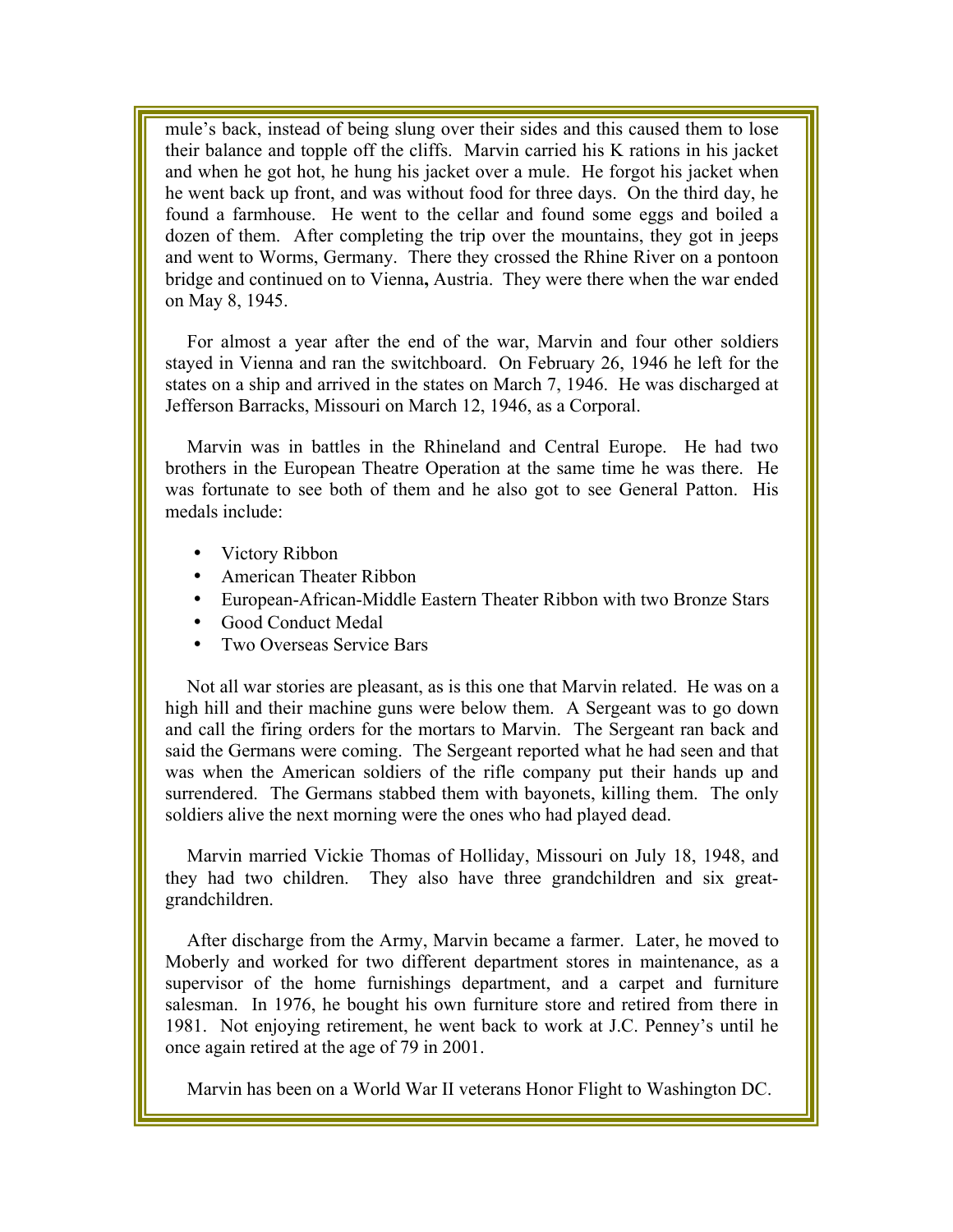mule's back, instead of being slung over their sides and this caused them to lose their balance and topple off the cliffs. Marvin carried his K rations in his jacket and when he got hot, he hung his jacket over a mule. He forgot his jacket when he went back up front, and was without food for three days. On the third day, he found a farmhouse. He went to the cellar and found some eggs and boiled a dozen of them. After completing the trip over the mountains, they got in jeeps and went to Worms, Germany. There they crossed the Rhine River on a pontoon bridge and continued on to Vienna**,** Austria. They were there when the war ended on May 8, 1945.

For almost a year after the end of the war, Marvin and four other soldiers stayed in Vienna and ran the switchboard. On February 26, 1946 he left for the states on a ship and arrived in the states on March 7, 1946. He was discharged at Jefferson Barracks, Missouri on March 12, 1946, as a Corporal.

Marvin was in battles in the Rhineland and Central Europe. He had two brothers in the European Theatre Operation at the same time he was there. He was fortunate to see both of them and he also got to see General Patton. His medals include:

- Victory Ribbon
- American Theater Ribbon
- European-African-Middle Eastern Theater Ribbon with two Bronze Stars
- Good Conduct Medal
- Two Overseas Service Bars

Not all war stories are pleasant, as is this one that Marvin related. He was on a high hill and their machine guns were below them. A Sergeant was to go down and call the firing orders for the mortars to Marvin. The Sergeant ran back and said the Germans were coming. The Sergeant reported what he had seen and that was when the American soldiers of the rifle company put their hands up and surrendered. The Germans stabbed them with bayonets, killing them. The only soldiers alive the next morning were the ones who had played dead.

Marvin married Vickie Thomas of Holliday, Missouri on July 18, 1948, and they had two children. They also have three grandchildren and six great-grandchildren.

After discharge from the Army, Marvin became a farmer. Later, he moved to Moberly and worked for two different department stores in maintenance, as a supervisor of the home furnishings department, and a carpet and furniture salesman. In 1976, he bought his own furniture store and retired from there in 1981. Not enjoying retirement, he went back to work at J.C. Penney's until he once again retired at the age of 79 in 2001.

Marvin has been on a World War II veterans Honor Flight to Washington DC.